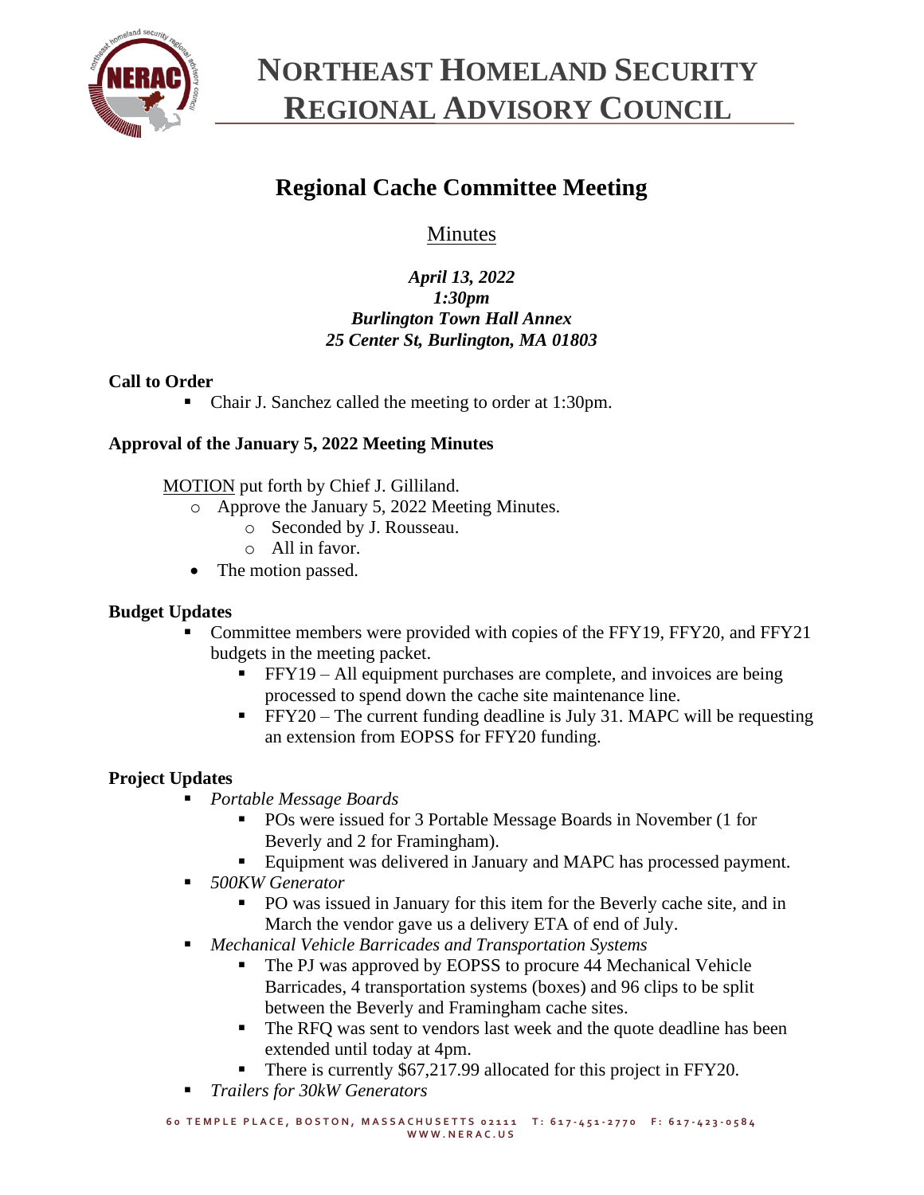# Northeast Homeland Security Regional Advisory Council

## Regional Cache Committee Meeting

Minutes

*April 13, 2022*
*1:30pm*
*Burlington Town Hall Annex*
*25 Center St, Burlington, MA 01803*

**Call to Order**

- Chair J. Sanchez called the meeting to order at 1:30pm.

**Approval of the January 5, 2022 Meeting Minutes**

MOTION put forth by Chief J. Gilliland.

- Approve the January 5, 2022 Meeting Minutes.
  - Seconded by J. Rousseau.
  - All in favor.
- The motion passed.

**Budget Updates**

- Committee members were provided with copies of the FFY19, FFY20, and FFY21 budgets in the meeting packet.
  - FFY19 – All equipment purchases are complete, and invoices are being processed to spend down the cache site maintenance line.
  - FFY20 – The current funding deadline is July 31. MAPC will be requesting an extension from EOPSS for FFY20 funding.

**Project Updates**

- *Portable Message Boards*
  - POs were issued for 3 Portable Message Boards in November (1 for Beverly and 2 for Framingham).
  - Equipment was delivered in January and MAPC has processed payment.
- *500KW Generator*
  - PO was issued in January for this item for the Beverly cache site, and in March the vendor gave us a delivery ETA of end of July.
- *Mechanical Vehicle Barricades and Transportation Systems*
  - The PJ was approved by EOPSS to procure 44 Mechanical Vehicle Barricades, 4 transportation systems (boxes) and 96 clips to be split between the Beverly and Framingham cache sites.
  - The RFQ was sent to vendors last week and the quote deadline has been extended until today at 4pm.
  - There is currently $67,217.99 allocated for this project in FFY20.
- *Trailers for 30kW Generators*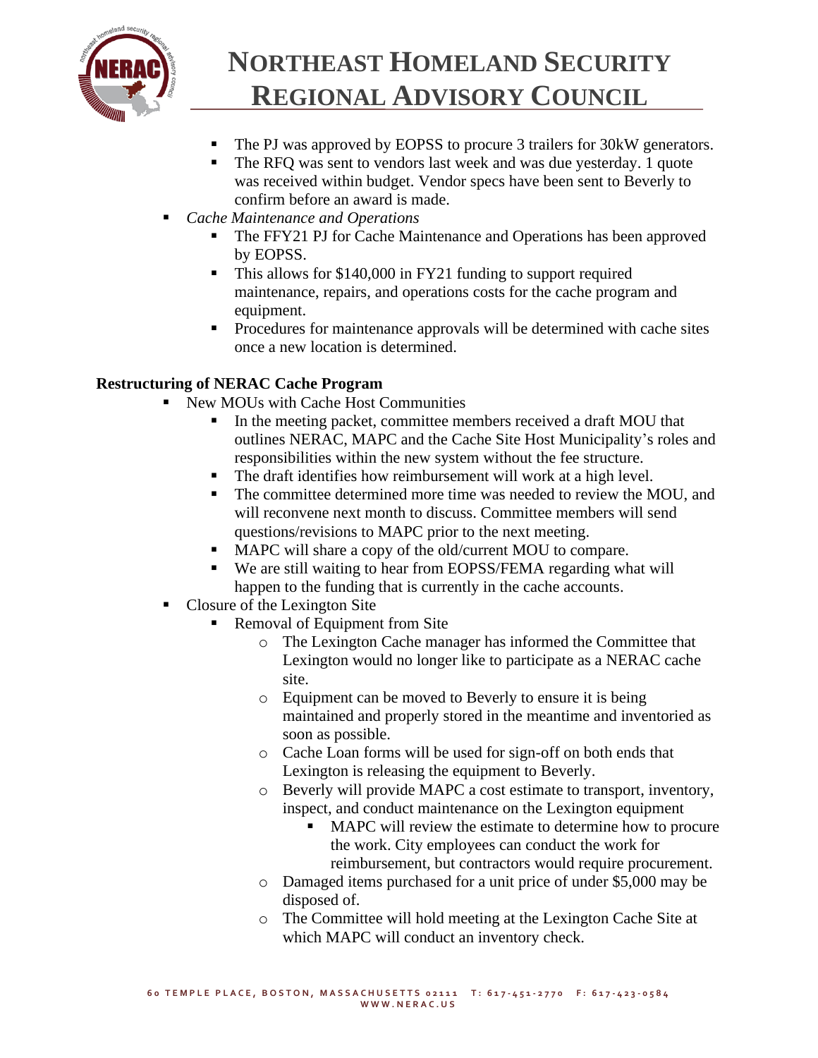- The PJ was approved by EOPSS to procure 3 trailers for 30kW generators.
  - The RFQ was sent to vendors last week and was due yesterday. 1 quote was received within budget. Vendor specs have been sent to Beverly to confirm before an award is made.
- *Cache Maintenance and Operations*
  - The FFY21 PJ for Cache Maintenance and Operations has been approved by EOPSS.
  - This allows for $140,000 in FY21 funding to support required maintenance, repairs, and operations costs for the cache program and equipment.
  - Procedures for maintenance approvals will be determined with cache sites once a new location is determined.

**Restructuring of NERAC Cache Program**

- New MOUs with Cache Host Communities
  - In the meeting packet, committee members received a draft MOU that outlines NERAC, MAPC and the Cache Site Host Municipality's roles and responsibilities within the new system without the fee structure.
  - The draft identifies how reimbursement will work at a high level.
  - The committee determined more time was needed to review the MOU, and will reconvene next month to discuss. Committee members will send questions/revisions to MAPC prior to the next meeting.
  - MAPC will share a copy of the old/current MOU to compare.
  - We are still waiting to hear from EOPSS/FEMA regarding what will happen to the funding that is currently in the cache accounts.
- Closure of the Lexington Site
  - Removal of Equipment from Site
    - The Lexington Cache manager has informed the Committee that Lexington would no longer like to participate as a NERAC cache site.
    - Equipment can be moved to Beverly to ensure it is being maintained and properly stored in the meantime and inventoried as soon as possible.
    - Cache Loan forms will be used for sign-off on both ends that Lexington is releasing the equipment to Beverly.
    - Beverly will provide MAPC a cost estimate to transport, inventory, inspect, and conduct maintenance on the Lexington equipment
      - MAPC will review the estimate to determine how to procure the work. City employees can conduct the work for reimbursement, but contractors would require procurement.
    - Damaged items purchased for a unit price of under $5,000 may be disposed of.
    - The Committee will hold meeting at the Lexington Cache Site at which MAPC will conduct an inventory check.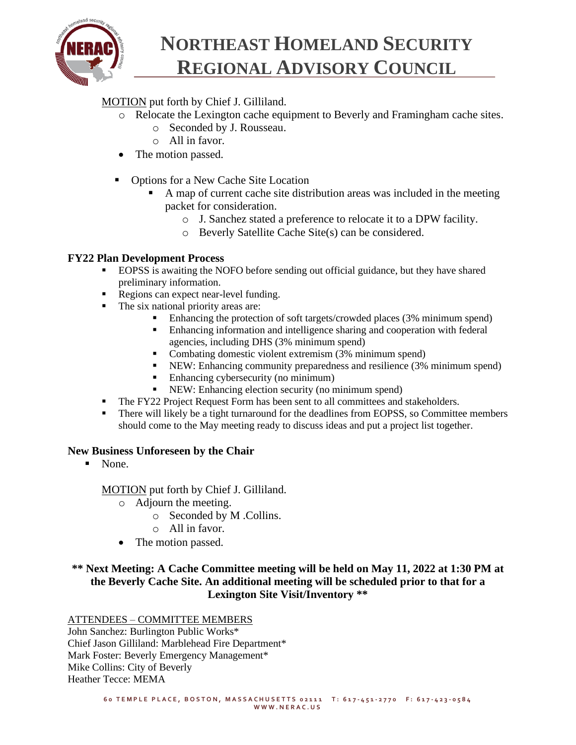MOTION put forth by Chief J. Gilliland.

- Relocate the Lexington cache equipment to Beverly and Framingham cache sites.
  - Seconded by J. Rousseau.
  - All in favor.
- The motion passed.

- Options for a New Cache Site Location
  - A map of current cache site distribution areas was included in the meeting packet for consideration.
    - J. Sanchez stated a preference to relocate it to a DPW facility.
    - Beverly Satellite Cache Site(s) can be considered.

**FY22 Plan Development Process**

- EOPSS is awaiting the NOFO before sending out official guidance, but they have shared preliminary information.
- Regions can expect near-level funding.
- The six national priority areas are:
  - Enhancing the protection of soft targets/crowded places (3% minimum spend)
  - Enhancing information and intelligence sharing and cooperation with federal agencies, including DHS (3% minimum spend)
  - Combating domestic violent extremism (3% minimum spend)
  - NEW: Enhancing community preparedness and resilience (3% minimum spend)
  - Enhancing cybersecurity (no minimum)
  - NEW: Enhancing election security (no minimum spend)
- The FY22 Project Request Form has been sent to all committees and stakeholders.
- There will likely be a tight turnaround for the deadlines from EOPSS, so Committee members should come to the May meeting ready to discuss ideas and put a project list together.

**New Business Unforeseen by the Chair**

- None.

MOTION put forth by Chief J. Gilliland.

- Adjourn the meeting.
  - Seconded by M .Collins.
  - All in favor.
- The motion passed.

**\*\* Next Meeting: A Cache Committee meeting will be held on May 11, 2022 at 1:30 PM at the Beverly Cache Site. An additional meeting will be scheduled prior to that for a Lexington Site Visit/Inventory \*\***

ATTENDEES – COMMITTEE MEMBERS

John Sanchez: Burlington Public Works*
Chief Jason Gilliland: Marblehead Fire Department*
Mark Foster: Beverly Emergency Management*
Mike Collins: City of Beverly
Heather Tecce: MEMA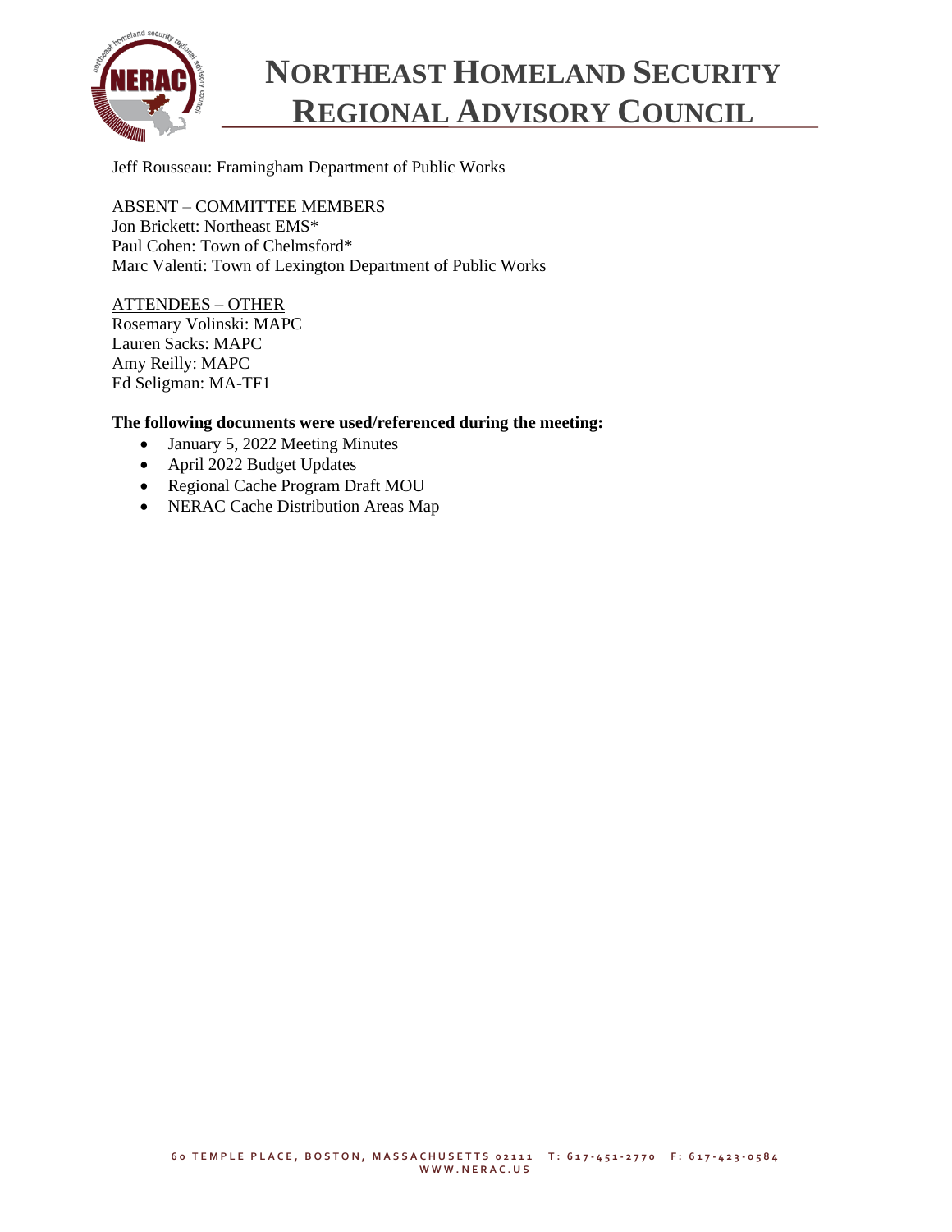Jeff Rousseau: Framingham Department of Public Works

<u>ABSENT – COMMITTEE MEMBERS</u>
Jon Brickett: Northeast EMS*
Paul Cohen: Town of Chelmsford*
Marc Valenti: Town of Lexington Department of Public Works

<u>ATTENDEES – OTHER</u>
Rosemary Volinski: MAPC
Lauren Sacks: MAPC
Amy Reilly: MAPC
Ed Seligman: MA-TF1

**The following documents were used/referenced during the meeting:**

- January 5, 2022 Meeting Minutes
- April 2022 Budget Updates
- Regional Cache Program Draft MOU
- NERAC Cache Distribution Areas Map